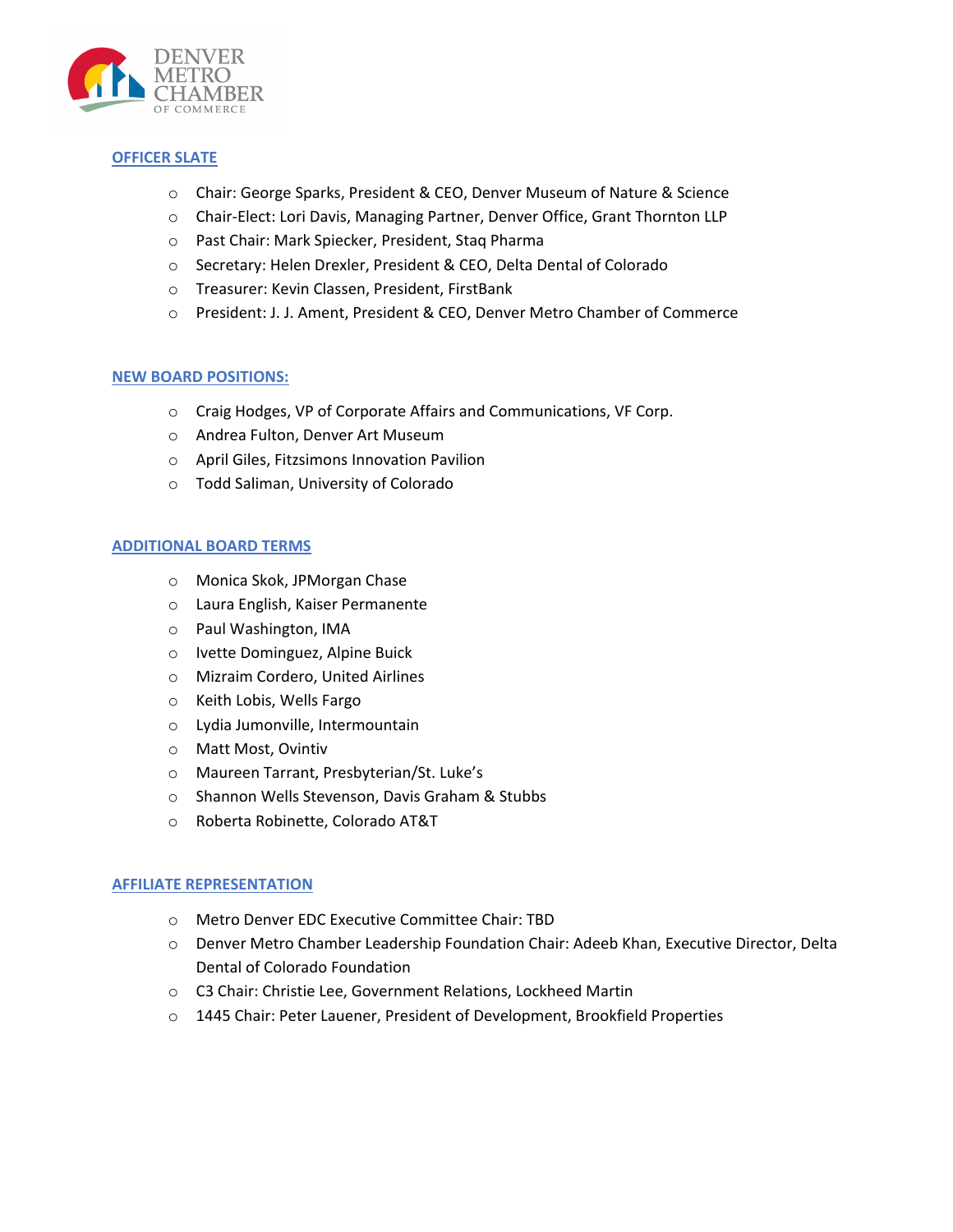DENVER METRO CHAMBER OF COMMERCE

## OFFICER SLATE

- Chair: George Sparks, President & CEO, Denver Museum of Nature & Science
- Chair-Elect: Lori Davis, Managing Partner, Denver Office, Grant Thornton LLP
- Past Chair: Mark Spiecker, President, Staq Pharma
- Secretary: Helen Drexler, President & CEO, Delta Dental of Colorado
- Treasurer: Kevin Classen, President, FirstBank
- President: J. J. Ament, President & CEO, Denver Metro Chamber of Commerce

## NEW BOARD POSITIONS:

- Craig Hodges, VP of Corporate Affairs and Communications, VF Corp.
- Andrea Fulton, Denver Art Museum
- April Giles, Fitzsimons Innovation Pavilion
- Todd Saliman, University of Colorado

## ADDITIONAL BOARD TERMS

- Monica Skok, JPMorgan Chase
- Laura English, Kaiser Permanente
- Paul Washington, IMA
- Ivette Dominguez, Alpine Buick
- Mizraim Cordero, United Airlines
- Keith Lobis, Wells Fargo
- Lydia Jumonville, Intermountain
- Matt Most, Ovintiv
- Maureen Tarrant, Presbyterian/St. Luke's
- Shannon Wells Stevenson, Davis Graham & Stubbs
- Roberta Robinette, Colorado AT&T

## AFFILIATE REPRESENTATION

- Metro Denver EDC Executive Committee Chair: TBD
- Denver Metro Chamber Leadership Foundation Chair: Adeeb Khan, Executive Director, Delta Dental of Colorado Foundation
- C3 Chair: Christie Lee, Government Relations, Lockheed Martin
- 1445 Chair: Peter Lauener, President of Development, Brookfield Properties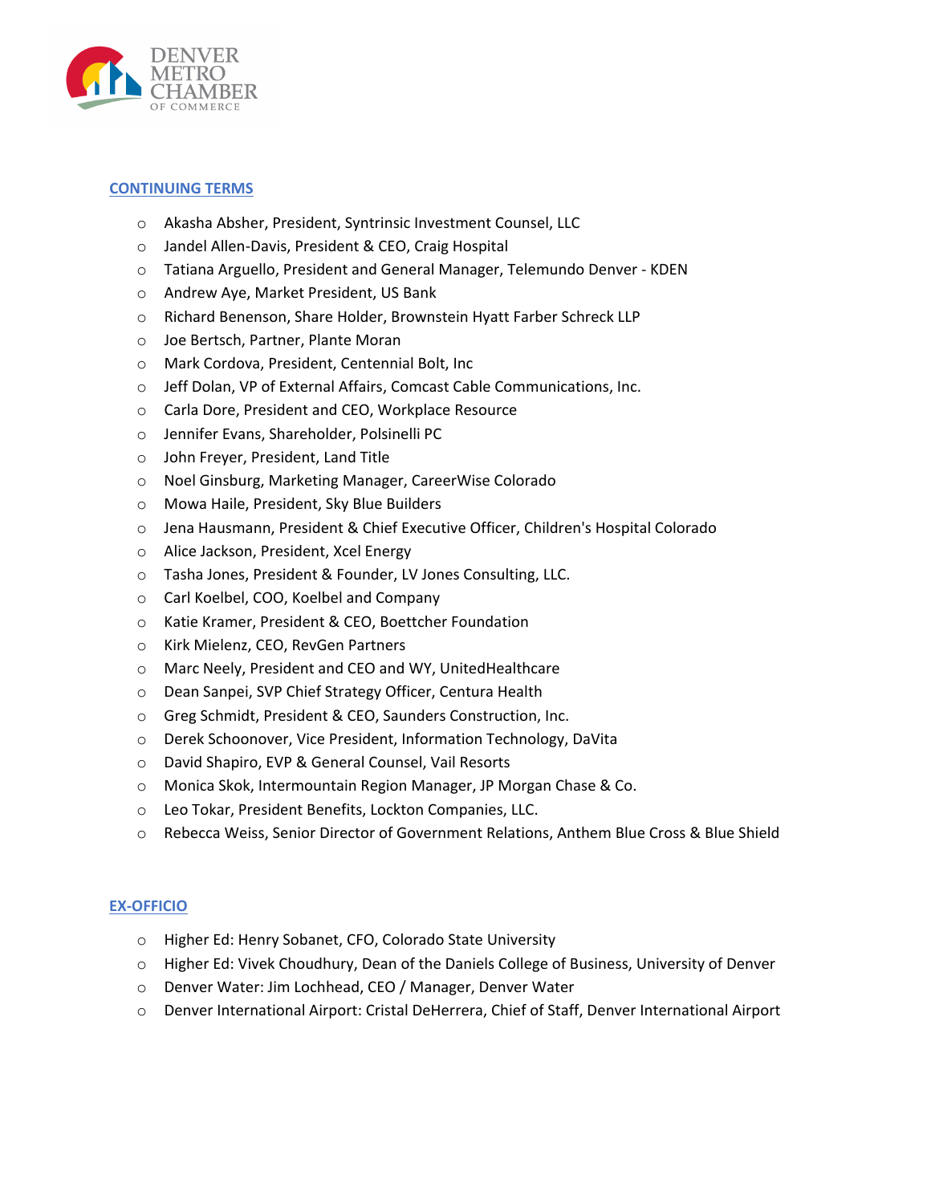## CONTINUING TERMS

- Akasha Absher, President, Syntrinsic Investment Counsel, LLC
- Jandel Allen-Davis, President & CEO, Craig Hospital
- Tatiana Arguello, President and General Manager, Telemundo Denver - KDEN
- Andrew Aye, Market President, US Bank
- Richard Benenson, Share Holder, Brownstein Hyatt Farber Schreck LLP
- Joe Bertsch, Partner, Plante Moran
- Mark Cordova, President, Centennial Bolt, Inc
- Jeff Dolan, VP of External Affairs, Comcast Cable Communications, Inc.
- Carla Dore, President and CEO, Workplace Resource
- Jennifer Evans, Shareholder, Polsinelli PC
- John Freyer, President, Land Title
- Noel Ginsburg, Marketing Manager, CareerWise Colorado
- Mowa Haile, President, Sky Blue Builders
- Jena Hausmann, President & Chief Executive Officer, Children's Hospital Colorado
- Alice Jackson, President, Xcel Energy
- Tasha Jones, President & Founder, LV Jones Consulting, LLC.
- Carl Koelbel, COO, Koelbel and Company
- Katie Kramer, President & CEO, Boettcher Foundation
- Kirk Mielenz, CEO, RevGen Partners
- Marc Neely, President and CEO and WY, UnitedHealthcare
- Dean Sanpei, SVP Chief Strategy Officer, Centura Health
- Greg Schmidt, President & CEO, Saunders Construction, Inc.
- Derek Schoonover, Vice President, Information Technology, DaVita
- David Shapiro, EVP & General Counsel, Vail Resorts
- Monica Skok, Intermountain Region Manager, JP Morgan Chase & Co.
- Leo Tokar, President Benefits, Lockton Companies, LLC.
- Rebecca Weiss, Senior Director of Government Relations, Anthem Blue Cross & Blue Shield

## EX-OFFICIO

- Higher Ed: Henry Sobanet, CFO, Colorado State University
- Higher Ed: Vivek Choudhury, Dean of the Daniels College of Business, University of Denver
- Denver Water: Jim Lochhead, CEO / Manager, Denver Water
- Denver International Airport: Cristal DeHerrera, Chief of Staff, Denver International Airport